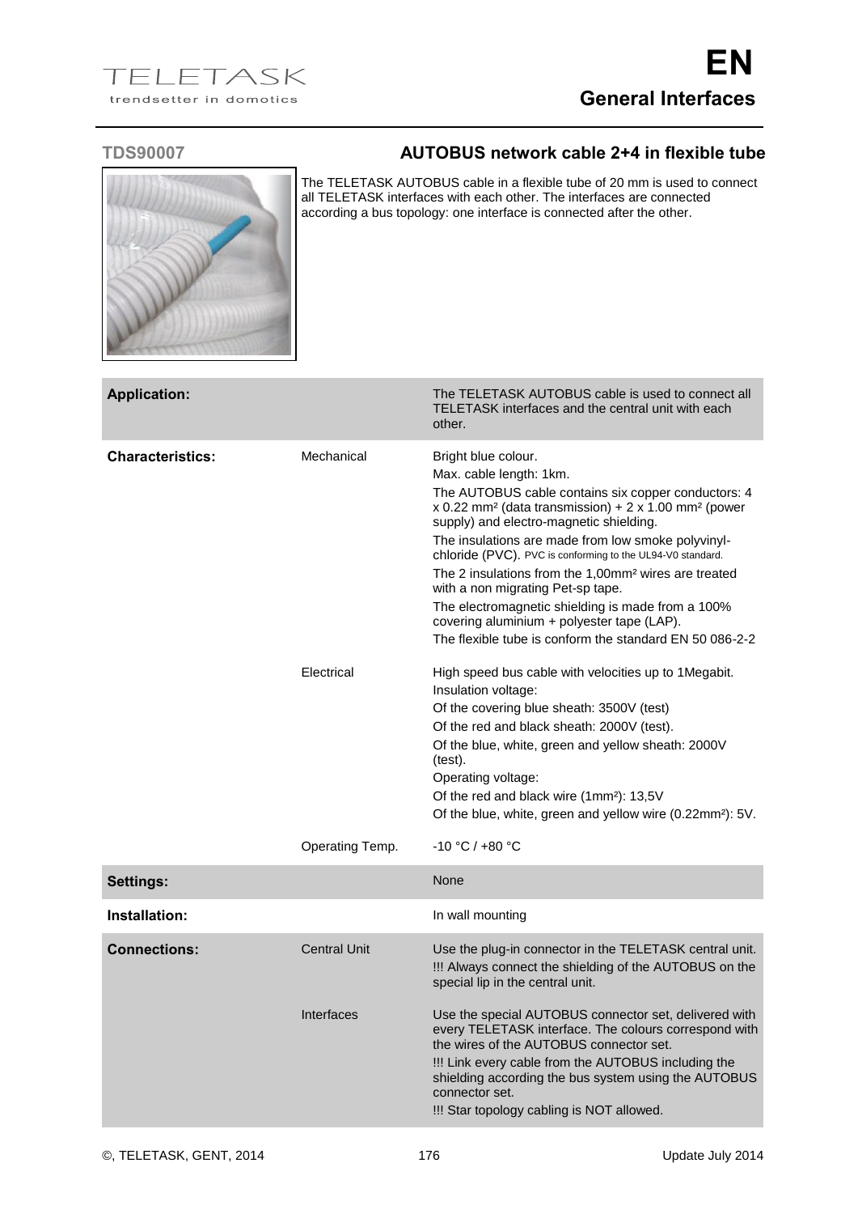TELETASK
trendsetter in domotics

# EN
## General Interfaces

### TDS90007 — AUTOBUS network cable 2+4 in flexible tube

The TELETASK AUTOBUS cable in a flexible tube of 20 mm is used to connect all TELETASK interfaces with each other. The interfaces are connected according a bus topology: one interface is connected after the other.

| | | |
|---|---|---|
| **Application:** | | The TELETASK AUTOBUS cable is used to connect all TELETASK interfaces and the central unit with each other. |
| **Characteristics:** | Mechanical | Bright blue colour.<br>Max. cable length: 1km.<br>The AUTOBUS cable contains six copper conductors: 4 x 0.22 mm² (data transmission) + 2 x 1.00 mm² (power supply) and electro-magnetic shielding.<br>The insulations are made from low smoke polyvinyl-chloride (PVC). PVC is conforming to the UL94-V0 standard.<br>The 2 insulations from the 1,00mm² wires are treated with a non migrating Pet-sp tape.<br>The electromagnetic shielding is made from a 100% covering aluminium + polyester tape (LAP).<br>The flexible tube is conform the standard EN 50 086-2-2 |
| | Electrical | High speed bus cable with velocities up to 1Megabit.<br>Insulation voltage:<br>Of the covering blue sheath: 3500V (test)<br>Of the red and black sheath: 2000V (test).<br>Of the blue, white, green and yellow sheath: 2000V (test).<br>Operating voltage:<br>Of the red and black wire (1mm²): 13,5V<br>Of the blue, white, green and yellow wire (0.22mm²): 5V. |
| | Operating Temp. | -10 °C / +80 °C |
| **Settings:** | | None |
| **Installation:** | | In wall mounting |
| **Connections:** | Central Unit | Use the plug-in connector in the TELETASK central unit.<br>!!! Always connect the shielding of the AUTOBUS on the special lip in the central unit. |
| | Interfaces | Use the special AUTOBUS connector set, delivered with every TELETASK interface. The colours correspond with the wires of the AUTOBUS connector set.<br>!!! Link every cable from the AUTOBUS including the shielding according the bus system using the AUTOBUS connector set.<br>!!! Star topology cabling is NOT allowed. |

©, TELETASK, GENT, 2014 — Update July 2014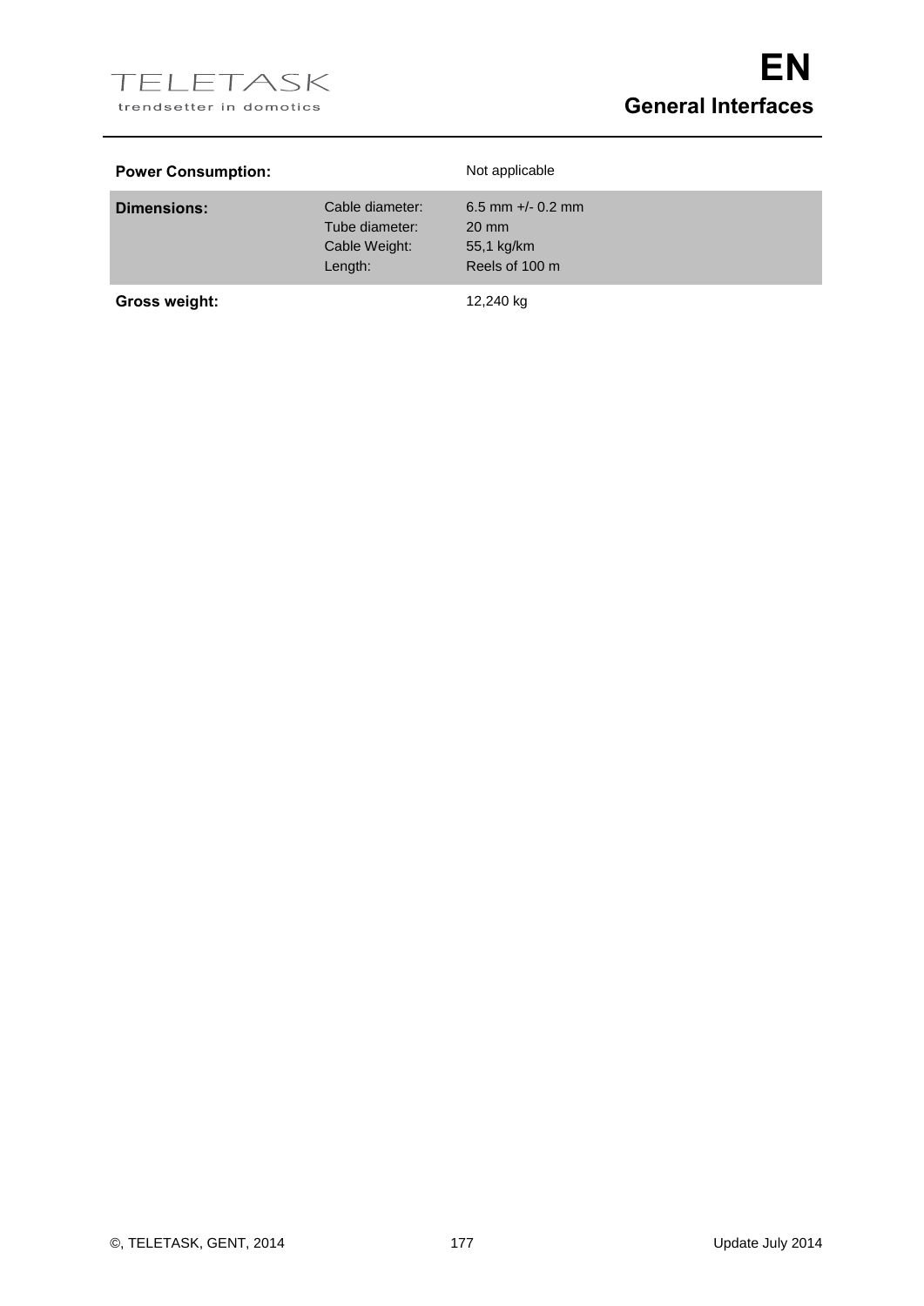| | | |
|---|---|---|
| **Power Consumption:** | | Not applicable |
| **Dimensions:** | Cable diameter:<br>Tube diameter:<br>Cable Weight:<br>Length: | 6.5 mm +/- 0.2 mm<br>20 mm<br>55,1 kg/km<br>Reels of 100 m |
| **Gross weight:** | | 12,240 kg |